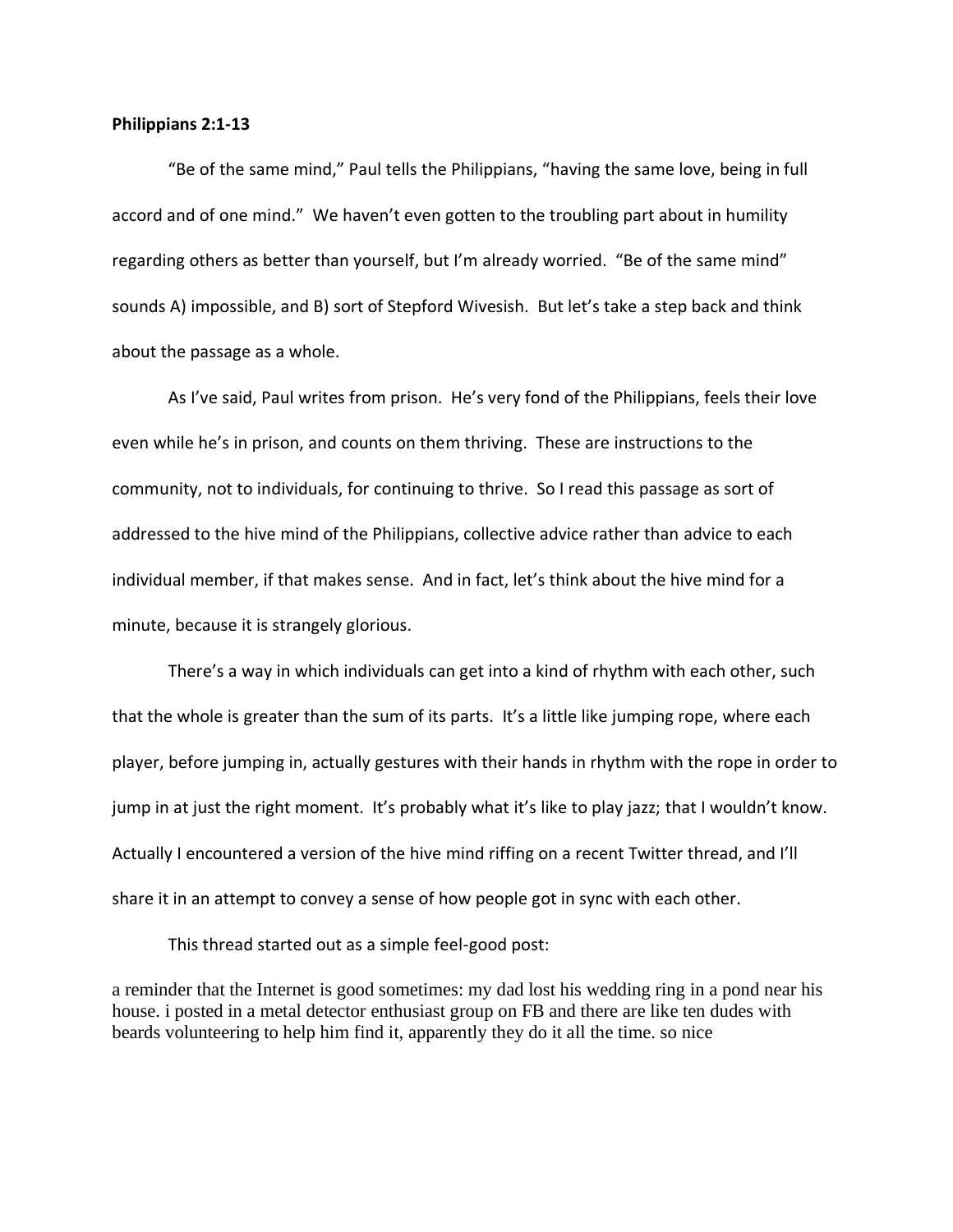**Philippians 2:1-13**

"Be of the same mind," Paul tells the Philippians, "having the same love, being in full accord and of one mind." We haven't even gotten to the troubling part about in humility regarding others as better than yourself, but I'm already worried. "Be of the same mind" sounds A) impossible, and B) sort of Stepford Wivesish. But let's take a step back and think about the passage as a whole.

As I've said, Paul writes from prison. He's very fond of the Philippians, feels their love even while he's in prison, and counts on them thriving. These are instructions to the community, not to individuals, for continuing to thrive. So I read this passage as sort of addressed to the hive mind of the Philippians, collective advice rather than advice to each individual member, if that makes sense. And in fact, let's think about the hive mind for a minute, because it is strangely glorious.

There's a way in which individuals can get into a kind of rhythm with each other, such that the whole is greater than the sum of its parts. It's a little like jumping rope, where each player, before jumping in, actually gestures with their hands in rhythm with the rope in order to jump in at just the right moment. It's probably what it's like to play jazz; that I wouldn't know. Actually I encountered a version of the hive mind riffing on a recent Twitter thread, and I'll share it in an attempt to convey a sense of how people got in sync with each other.

This thread started out as a simple feel-good post:

a reminder that the Internet is good sometimes: my dad lost his wedding ring in a pond near his house. i posted in a metal detector enthusiast group on FB and there are like ten dudes with beards volunteering to help him find it, apparently they do it all the time. so nice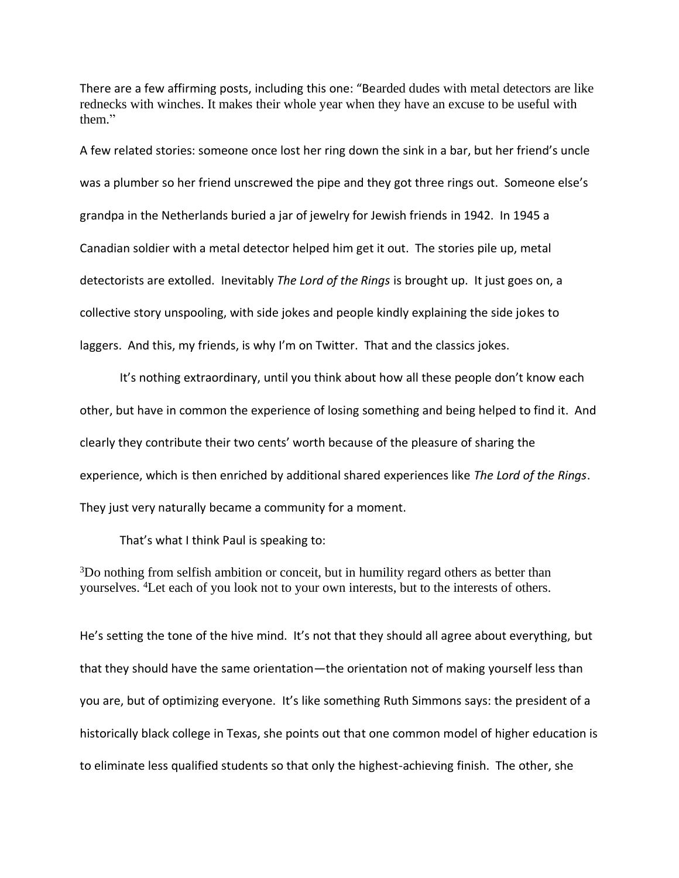There are a few affirming posts, including this one: "Bearded dudes with metal detectors are like rednecks with winches. It makes their whole year when they have an excuse to be useful with them."

A few related stories: someone once lost her ring down the sink in a bar, but her friend's uncle was a plumber so her friend unscrewed the pipe and they got three rings out. Someone else's grandpa in the Netherlands buried a jar of jewelry for Jewish friends in 1942. In 1945 a Canadian soldier with a metal detector helped him get it out. The stories pile up, metal detectorists are extolled. Inevitably *The Lord of the Rings* is brought up. It just goes on, a collective story unspooling, with side jokes and people kindly explaining the side jokes to laggers. And this, my friends, is why I'm on Twitter. That and the classics jokes.

It's nothing extraordinary, until you think about how all these people don't know each other, but have in common the experience of losing something and being helped to find it. And clearly they contribute their two cents' worth because of the pleasure of sharing the experience, which is then enriched by additional shared experiences like *The Lord of the Rings*. They just very naturally became a community for a moment.

That's what I think Paul is speaking to:

[3]Do nothing from selfish ambition or conceit, but in humility regard others as better than yourselves. [4]Let each of you look not to your own interests, but to the interests of others.

He's setting the tone of the hive mind. It's not that they should all agree about everything, but that they should have the same orientation—the orientation not of making yourself less than you are, but of optimizing everyone. It's like something Ruth Simmons says: the president of a historically black college in Texas, she points out that one common model of higher education is to eliminate less qualified students so that only the highest-achieving finish. The other, she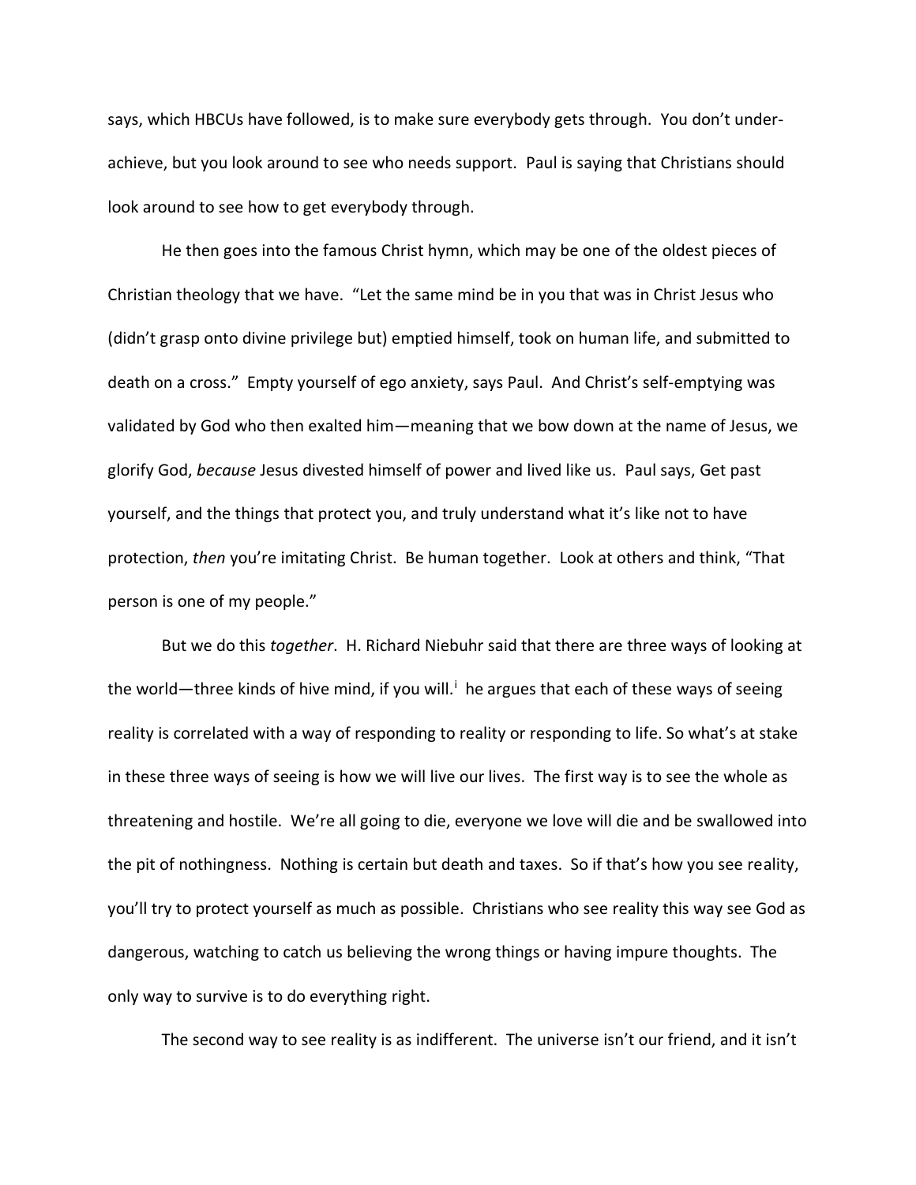says, which HBCUs have followed, is to make sure everybody gets through. You don't under-achieve, but you look around to see who needs support. Paul is saying that Christians should look around to see how to get everybody through.

He then goes into the famous Christ hymn, which may be one of the oldest pieces of Christian theology that we have. "Let the same mind be in you that was in Christ Jesus who (didn't grasp onto divine privilege but) emptied himself, took on human life, and submitted to death on a cross." Empty yourself of ego anxiety, says Paul. And Christ's self-emptying was validated by God who then exalted him—meaning that we bow down at the name of Jesus, we glorify God, *because* Jesus divested himself of power and lived like us. Paul says, Get past yourself, and the things that protect you, and truly understand what it's like not to have protection, *then* you're imitating Christ. Be human together. Look at others and think, "That person is one of my people."

But we do this *together*. H. Richard Niebuhr said that there are three ways of looking at the world—three kinds of hive mind, if you will.[i] he argues that each of these ways of seeing reality is correlated with a way of responding to reality or responding to life. So what's at stake in these three ways of seeing is how we will live our lives. The first way is to see the whole as threatening and hostile. We're all going to die, everyone we love will die and be swallowed into the pit of nothingness. Nothing is certain but death and taxes. So if that's how you see reality, you'll try to protect yourself as much as possible. Christians who see reality this way see God as dangerous, watching to catch us believing the wrong things or having impure thoughts. The only way to survive is to do everything right.

The second way to see reality is as indifferent. The universe isn't our friend, and it isn't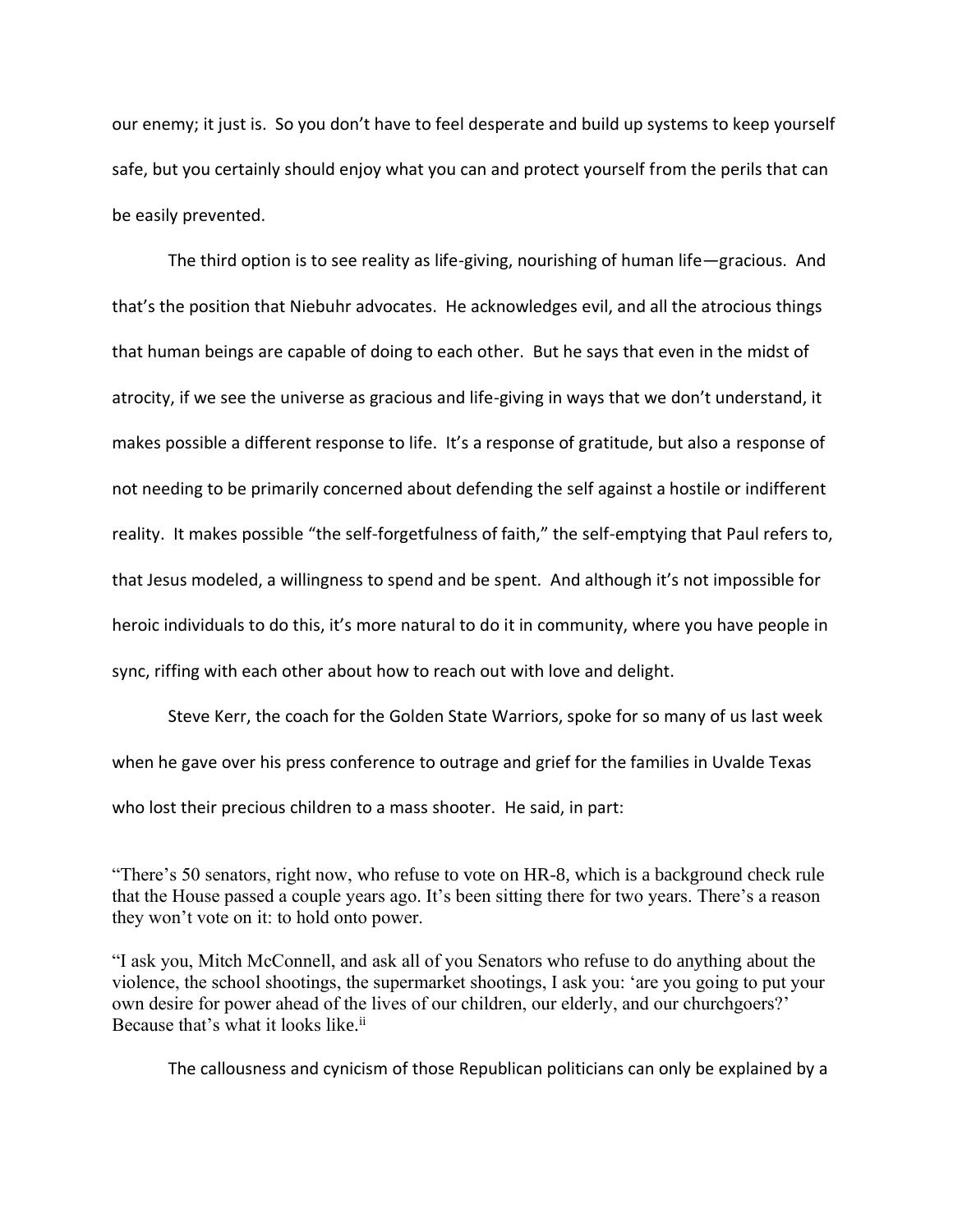our enemy; it just is. So you don't have to feel desperate and build up systems to keep yourself safe, but you certainly should enjoy what you can and protect yourself from the perils that can be easily prevented.

The third option is to see reality as life-giving, nourishing of human life—gracious. And that's the position that Niebuhr advocates. He acknowledges evil, and all the atrocious things that human beings are capable of doing to each other. But he says that even in the midst of atrocity, if we see the universe as gracious and life-giving in ways that we don't understand, it makes possible a different response to life. It's a response of gratitude, but also a response of not needing to be primarily concerned about defending the self against a hostile or indifferent reality. It makes possible "the self-forgetfulness of faith," the self-emptying that Paul refers to, that Jesus modeled, a willingness to spend and be spent. And although it's not impossible for heroic individuals to do this, it's more natural to do it in community, where you have people in sync, riffing with each other about how to reach out with love and delight.

Steve Kerr, the coach for the Golden State Warriors, spoke for so many of us last week when he gave over his press conference to outrage and grief for the families in Uvalde Texas who lost their precious children to a mass shooter. He said, in part:

"There's 50 senators, right now, who refuse to vote on HR-8, which is a background check rule that the House passed a couple years ago. It's been sitting there for two years. There's a reason they won't vote on it: to hold onto power.

"I ask you, Mitch McConnell, and ask all of you Senators who refuse to do anything about the violence, the school shootings, the supermarket shootings, I ask you: 'are you going to put your own desire for power ahead of the lives of our children, our elderly, and our churchgoers?' Because that's what it looks like.[ii]

The callousness and cynicism of those Republican politicians can only be explained by a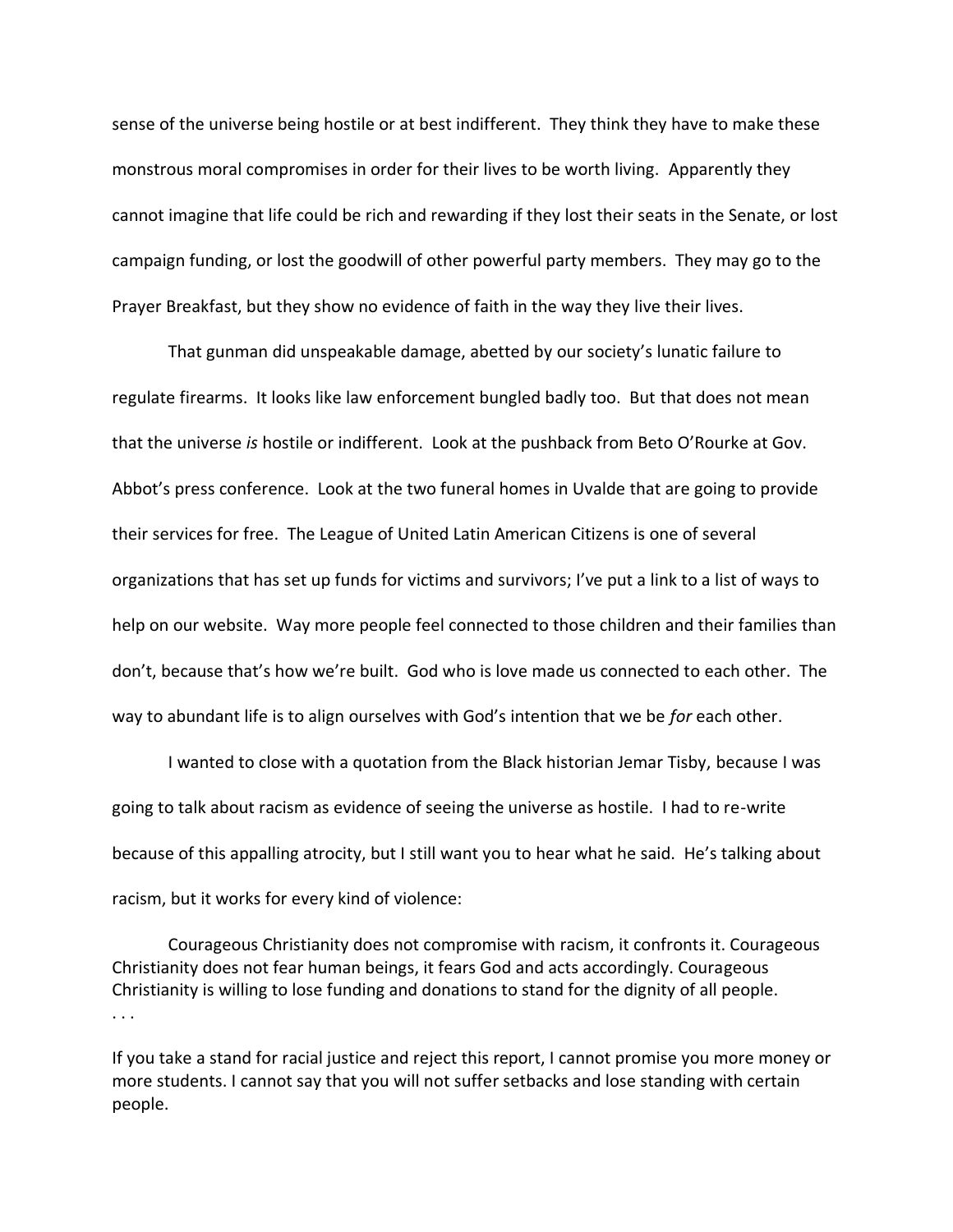sense of the universe being hostile or at best indifferent. They think they have to make these monstrous moral compromises in order for their lives to be worth living. Apparently they cannot imagine that life could be rich and rewarding if they lost their seats in the Senate, or lost campaign funding, or lost the goodwill of other powerful party members. They may go to the Prayer Breakfast, but they show no evidence of faith in the way they live their lives.

That gunman did unspeakable damage, abetted by our society's lunatic failure to regulate firearms. It looks like law enforcement bungled badly too. But that does not mean that the universe *is* hostile or indifferent. Look at the pushback from Beto O'Rourke at Gov. Abbot's press conference. Look at the two funeral homes in Uvalde that are going to provide their services for free. The League of United Latin American Citizens is one of several organizations that has set up funds for victims and survivors; I've put a link to a list of ways to help on our website. Way more people feel connected to those children and their families than don't, because that's how we're built. God who is love made us connected to each other. The way to abundant life is to align ourselves with God's intention that we be *for* each other.

I wanted to close with a quotation from the Black historian Jemar Tisby, because I was going to talk about racism as evidence of seeing the universe as hostile. I had to re-write because of this appalling atrocity, but I still want you to hear what he said. He's talking about racism, but it works for every kind of violence:

> Courageous Christianity does not compromise with racism, it confronts it. Courageous Christianity does not fear human beings, it fears God and acts accordingly. Courageous Christianity is willing to lose funding and donations to stand for the dignity of all people.
> . . .
>
> If you take a stand for racial justice and reject this report, I cannot promise you more money or more students. I cannot say that you will not suffer setbacks and lose standing with certain people.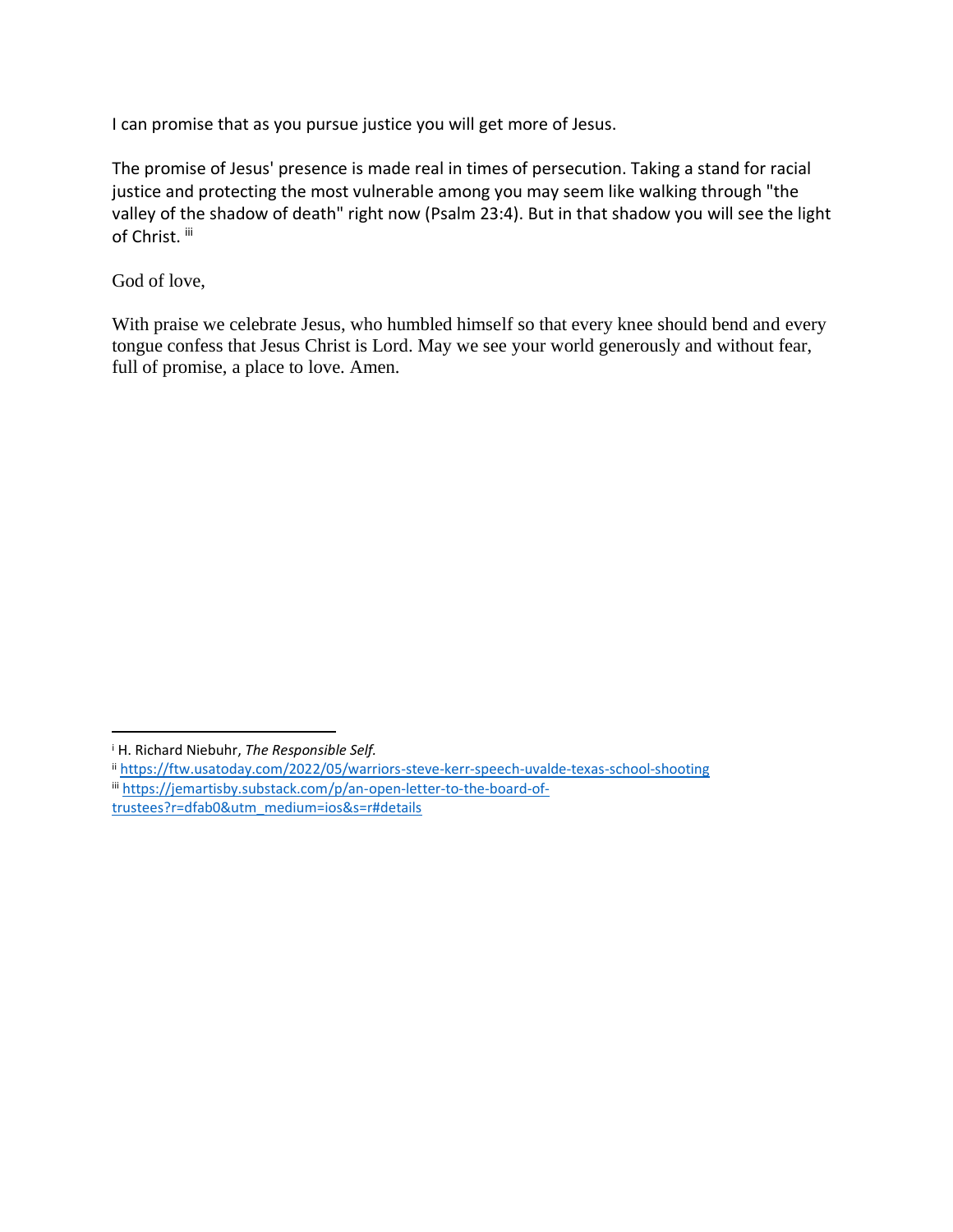I can promise that as you pursue justice you will get more of Jesus.

The promise of Jesus' presence is made real in times of persecution. Taking a stand for racial justice and protecting the most vulnerable among you may seem like walking through "the valley of the shadow of death" right now (Psalm 23:4). But in that shadow you will see the light of Christ. [iii]

God of love,

With praise we celebrate Jesus, who humbled himself so that every knee should bend and every tongue confess that Jesus Christ is Lord. May we see your world generously and without fear, full of promise, a place to love. Amen.

---

[i] H. Richard Niebuhr, *The Responsible Self.*

[ii] https://ftw.usatoday.com/2022/05/warriors-steve-kerr-speech-uvalde-texas-school-shooting

[iii] https://jemartisby.substack.com/p/an-open-letter-to-the-board-of-trustees?r=dfab0&utm_medium=ios&s=r#details